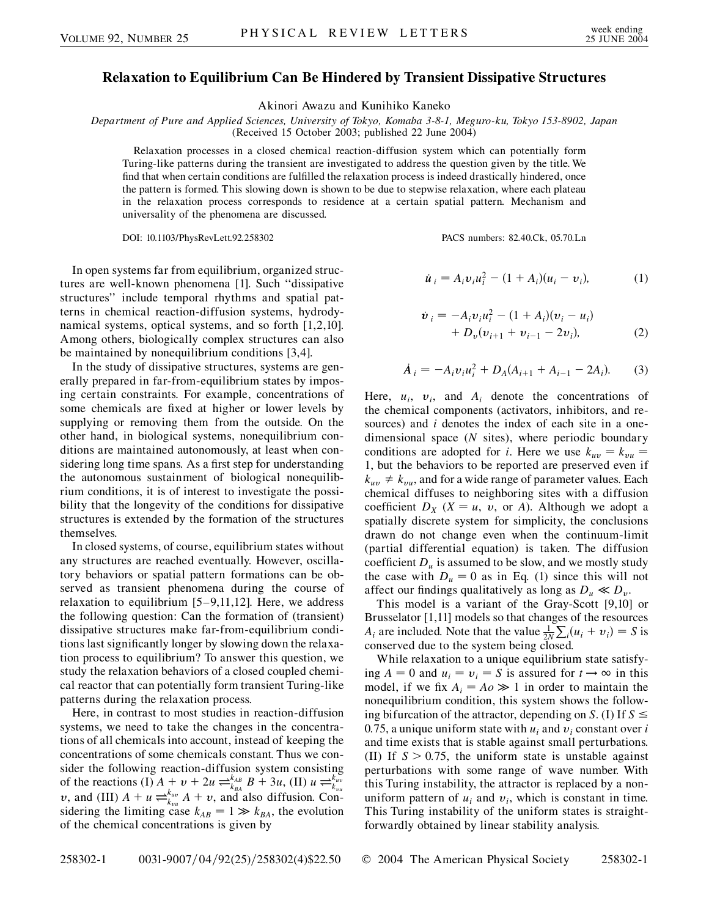# Relaxation to Equilibrium Can Be Hindered by Transient Dissipative Structures

Akinori Awazu and Kunihiko Kaneko

*Department of Pure and Applied Sciences, University of Tokyo, Komaba 3-8-1, Meguro-ku, Tokyo 153-8902, Japan*
(Received 15 October 2003; published 22 June 2004)

Relaxation processes in a closed chemical reaction-diffusion system which can potentially form Turing-like patterns during the transient are investigated to address the question given by the title. We find that when certain conditions are fulfilled the relaxation process is indeed drastically hindered, once the pattern is formed. This slowing down is shown to be due to stepwise relaxation, where each plateau in the relaxation process corresponds to residence at a certain spatial pattern. Mechanism and universality of the phenomena are discussed.

DOI: 10.1103/PhysRevLett.92.258302 PACS numbers: 82.40.Ck, 05.70.Ln

In open systems far from equilibrium, organized structures are well-known phenomena [1]. Such "dissipative structures" include temporal rhythms and spatial patterns in chemical reaction-diffusion systems, hydrodynamical systems, optical systems, and so forth [1,2,10]. Among others, biologically complex structures can also be maintained by nonequilibrium conditions [3,4].

In the study of dissipative structures, systems are generally prepared in far-from-equilibrium states by imposing certain constraints. For example, concentrations of some chemicals are fixed at higher or lower levels by supplying or removing them from the outside. On the other hand, in biological systems, nonequilibrium conditions are maintained autonomously, at least when considering long time spans. As a first step for understanding the autonomous sustainment of biological nonequilibrium conditions, it is of interest to investigate the possibility that the longevity of the conditions for dissipative structures is extended by the formation of the structures themselves.

In closed systems, of course, equilibrium states without any structures are reached eventually. However, oscillatory behaviors or spatial pattern formations can be observed as transient phenomena during the course of relaxation to equilibrium [5–9,11,12]. Here, we address the following question: Can the formation of (transient) dissipative structures make far-from-equilibrium conditions last significantly longer by slowing down the relaxation process to equilibrium? To answer this question, we study the relaxation behaviors of a closed coupled chemical reactor that can potentially form transient Turing-like patterns during the relaxation process.

Here, in contrast to most studies in reaction-diffusion systems, we need to take the changes in the concentrations of all chemicals into account, instead of keeping the concentrations of some chemicals constant. Thus we consider the following reaction-diffusion system consisting of the reactions (I) $A + v + 2u \underset{k_{BA}}{\overset{k_{AB}}{\rightleftharpoons}} B + 3u$, (II) $u \underset{k_{vu}}{\overset{k_{uv}}{\rightleftharpoons}} v$, and (III) $A + u \underset{k_{vu}}{\overset{k_{uv}}{\rightleftharpoons}} A + v$, and also diffusion. Considering the limiting case $k_{AB} = 1 \gg k_{BA}$, the evolution of the chemical concentrations is given by

$$\dot{u}_i = A_i v_i u_i^2 - (1 + A_i)(u_i - v_i), \tag{1}$$

$$\dot{v}_i = -A_i v_i u_i^2 - (1 + A_i)(v_i - u_i) + D_v(v_{i+1} + v_{i-1} - 2v_i), \tag{2}$$

$$\dot{A}_i = -A_i v_i u_i^2 + D_A(A_{i+1} + A_{i-1} - 2A_i). \tag{3}$$

Here, $u_i$, $v_i$, and $A_i$ denote the concentrations of the chemical components (activators, inhibitors, and resources) and $i$ denotes the index of each site in a one-dimensional space ($N$ sites), where periodic boundary conditions are adopted for $i$. Here we use $k_{uv} = k_{vu} = 1$, but the behaviors to be reported are preserved even if $k_{uv} \neq k_{vu}$, and for a wide range of parameter values. Each chemical diffuses to neighboring sites with a diffusion coefficient $D_X$ ($X = u$, $v$, or $A$). Although we adopt a spatially discrete system for simplicity, the conclusions drawn do not change even when the continuum-limit (partial differential equation) is taken. The diffusion coefficient $D_u$ is assumed to be slow, and we mostly study the case with $D_u = 0$ as in Eq. (1) since this will not affect our findings qualitatively as long as $D_u \ll D_v$.

This model is a variant of the Gray-Scott [9,10] or Brusselator [1,11] models so that changes of the resources $A_i$ are included. Note that the value $\frac{1}{2N}\sum_i(u_i + v_i) = S$ is conserved due to the system being closed.

While relaxation to a unique equilibrium state satisfying $A = 0$ and $u_i = v_i = S$ is assured for $t \to \infty$ in this model, if we fix $A_i = Ao \gg 1$ in order to maintain the nonequilibrium condition, this system shows the following bifurcation of the attractor, depending on $S$. (I) If $S \leq 0.75$, a unique uniform state with $u_i$ and $v_i$ constant over $i$ and time exists that is stable against small perturbations. (II) If $S > 0.75$, the uniform state is unstable against perturbations with some range of wave number. With this Turing instability, the attractor is replaced by a nonuniform pattern of $u_i$ and $v_i$, which is constant in time. This Turing instability of the uniform states is straightforwardly obtained by linear stability analysis.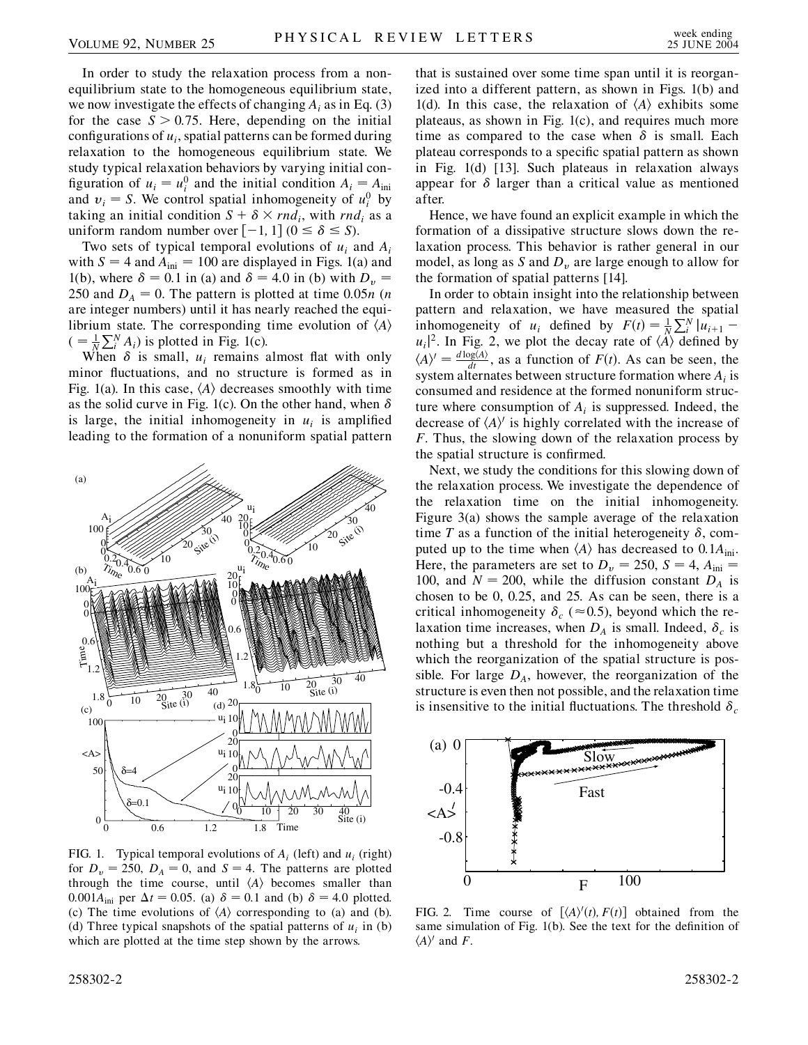In order to study the relaxation process from a nonequilibrium state to the homogeneous equilibrium state, we now investigate the effects of changing $A_i$ as in Eq. (3) for the case $S > 0.75$. Here, depending on the initial configurations of $u_i$, spatial patterns can be formed during relaxation to the homogeneous equilibrium state. We study typical relaxation behaviors by varying initial configuration of $u_i = u_i^0$ and the initial condition $A_i = A_{\rm ini}$ and $v_i = S$. We control spatial inhomogeneity of $u_i^0$ by taking an initial condition $S + \delta \times rnd_i$, with $rnd_i$ as a uniform random number over $[-1, 1]$ $(0 \leq \delta \leq S)$.

Two sets of typical temporal evolutions of $u_i$ and $A_i$ with $S = 4$ and $A_{\rm ini} = 100$ are displayed in Figs. 1(a) and 1(b), where $\delta = 0.1$ in (a) and $\delta = 4.0$ in (b) with $D_v = 250$ and $D_A = 0$. The pattern is plotted at time $0.05n$ ($n$ are integer numbers) until it has nearly reached the equilibrium state. The corresponding time evolution of $\langle A \rangle$ $(= \frac{1}{N}\sum_i^N A_i)$ is plotted in Fig. 1(c).

When $\delta$ is small, $u_i$ remains almost flat with only minor fluctuations, and no structure is formed as in Fig. 1(a). In this case, $\langle A \rangle$ decreases smoothly with time as the solid curve in Fig. 1(c). On the other hand, when $\delta$ is large, the initial inhomogeneity in $u_i$ is amplified leading to the formation of a nonuniform spatial pattern that is sustained over some time span until it is reorganized into a different pattern, as shown in Figs. 1(b) and 1(d). In this case, the relaxation of $\langle A \rangle$ exhibits some plateaus, as shown in Fig. 1(c), and requires much more time as compared to the case when $\delta$ is small. Each plateau corresponds to a specific spatial pattern as shown in Fig. 1(d) [13]. Such plateaus in relaxation always appear for $\delta$ larger than a critical value as mentioned after.

FIG. 1. Typical temporal evolutions of $A_i$ (left) and $u_i$ (right) for $D_v = 250$, $D_A = 0$, and $S = 4$. The patterns are plotted through the time course, until $\langle A \rangle$ becomes smaller than $0.001A_{\rm ini}$ per $\Delta t = 0.05$. (a) $\delta = 0.1$ and (b) $\delta = 4.0$ plotted. (c) The time evolutions of $\langle A \rangle$ corresponding to (a) and (b). (d) Three typical snapshots of the spatial patterns of $u_i$ in (b) which are plotted at the time step shown by the arrows.

Hence, we have found an explicit example in which the formation of a dissipative structure slows down the relaxation process. This behavior is rather general in our model, as long as $S$ and $D_v$ are large enough to allow for the formation of spatial patterns [14].

In order to obtain insight into the relationship between pattern and relaxation, we have measured the spatial inhomogeneity of $u_i$ defined by $F(t) = \frac{1}{N}\sum_i^N |u_{i+1} - u_i|^2$. In Fig. 2, we plot the decay rate of $\langle A \rangle$ defined by $\langle A \rangle' = \frac{d \log \langle A \rangle}{dt}$, as a function of $F(t)$. As can be seen, the system alternates between structure formation where $A_i$ is consumed and residence at the formed nonuniform structure where consumption of $A_i$ is suppressed. Indeed, the decrease of $\langle A \rangle'$ is highly correlated with the increase of $F$. Thus, the slowing down of the relaxation process by the spatial structure is confirmed.

Next, we study the conditions for this slowing down of the relaxation process. We investigate the dependence of the relaxation time on the initial inhomogeneity. Figure 3(a) shows the sample average of the relaxation time $T$ as a function of the initial heterogeneity $\delta$, computed up to the time when $\langle A \rangle$ has decreased to $0.1A_{\rm ini}$. Here, the parameters are set to $D_v = 250$, $S = 4$, $A_{\rm ini} = 100$, and $N = 200$, while the diffusion constant $D_A$ is chosen to be 0, 0.25, and 25. As can be seen, there is a critical inhomogeneity $\delta_c$ ($\approx 0.5$), beyond which the relaxation time increases, when $D_A$ is small. Indeed, $\delta_c$ is nothing but a threshold for the inhomogeneity above which the reorganization of the spatial structure is possible. For large $D_A$, however, the reorganization of the structure is even then not possible, and the relaxation time is insensitive to the initial fluctuations. The threshold $\delta_c$

FIG. 2. Time course of $[\langle A \rangle'(t), F(t)]$ obtained from the same simulation of Fig. 1(b). See the text for the definition of $\langle A \rangle'$ and $F$.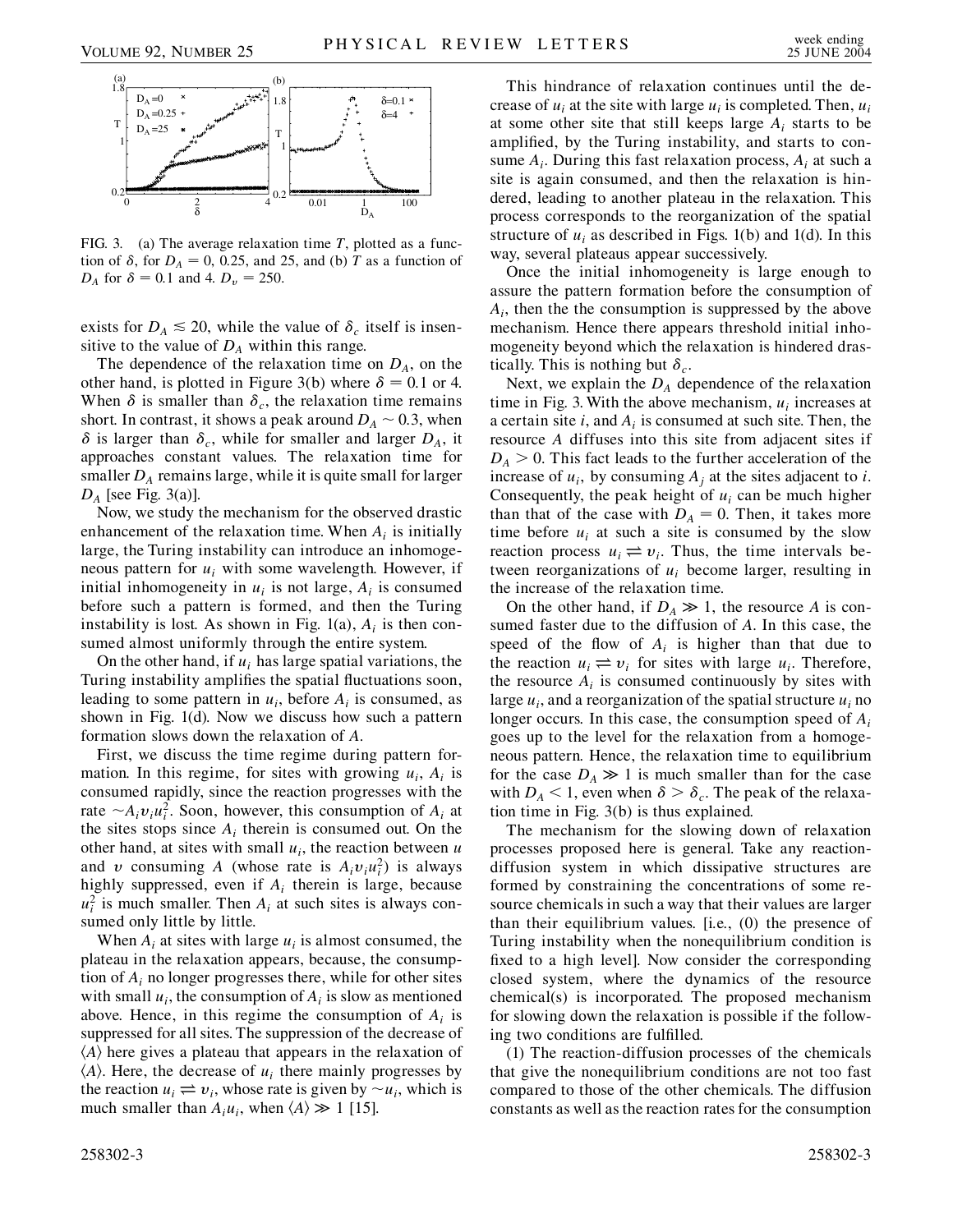FIG. 3. (a) The average relaxation time $T$, plotted as a function of $\delta$, for $D_A = 0$, 0.25, and 25, and (b) $T$ as a function of $D_A$ for $\delta = 0.1$ and 4. $D_v = 250$.

exists for $D_A \lesssim 20$, while the value of $\delta_c$ itself is insensitive to the value of $D_A$ within this range.

The dependence of the relaxation time on $D_A$, on the other hand, is plotted in Figure 3(b) where $\delta = 0.1$ or 4. When $\delta$ is smaller than $\delta_c$, the relaxation time remains short. In contrast, it shows a peak around $D_A \sim 0.3$, when $\delta$ is larger than $\delta_c$, while for smaller and larger $D_A$, it approaches constant values. The relaxation time for smaller $D_A$ remains large, while it is quite small for larger $D_A$ [see Fig. 3(a)].

Now, we study the mechanism for the observed drastic enhancement of the relaxation time. When $A_i$ is initially large, the Turing instability can introduce an inhomogeneous pattern for $u_i$ with some wavelength. However, if initial inhomogeneity in $u_i$ is not large, $A_i$ is consumed before such a pattern is formed, and then the Turing instability is lost. As shown in Fig. 1(a), $A_i$ is then consumed almost uniformly through the entire system.

On the other hand, if $u_i$ has large spatial variations, the Turing instability amplifies the spatial fluctuations soon, leading to some pattern in $u_i$, before $A_i$ is consumed, as shown in Fig. 1(d). Now we discuss how such a pattern formation slows down the relaxation of $A$.

First, we discuss the time regime during pattern formation. In this regime, for sites with growing $u_i$, $A_i$ is consumed rapidly, since the reaction progresses with the rate $\sim A_i v_i u_i^2$. Soon, however, this consumption of $A_i$ at the sites stops since $A_i$ therein is consumed out. On the other hand, at sites with small $u_i$, the reaction between $u$ and $v$ consuming $A$ (whose rate is $A_i v_i u_i^2$) is always highly suppressed, even if $A_i$ therein is large, because $u_i^2$ is much smaller. Then $A_i$ at such sites is always consumed only little by little.

When $A_i$ at sites with large $u_i$ is almost consumed, the plateau in the relaxation appears, because, the consumption of $A_i$ no longer progresses there, while for other sites with small $u_i$, the consumption of $A_i$ is slow as mentioned above. Hence, in this regime the consumption of $A_i$ is suppressed for all sites. The suppression of the decrease of $\langle A \rangle$ here gives a plateau that appears in the relaxation of $\langle A \rangle$. Here, the decrease of $u_i$ there mainly progresses by the reaction $u_i \rightleftharpoons v_i$, whose rate is given by $\sim u_i$, which is much smaller than $A_i u_i$, when $\langle A \rangle \gg 1$ [15].

This hindrance of relaxation continues until the decrease of $u_i$ at the site with large $u_i$ is completed. Then, $u_i$ at some other site that still keeps large $A_i$ starts to be amplified, by the Turing instability, and starts to consume $A_i$. During this fast relaxation process, $A_i$ at such a site is again consumed, and then the relaxation is hindered, leading to another plateau in the relaxation. This process corresponds to the reorganization of the spatial structure of $u_i$ as described in Figs. 1(b) and 1(d). In this way, several plateaus appear successively.

Once the initial inhomogeneity is large enough to assure the pattern formation before the consumption of $A_i$, then the the consumption is suppressed by the above mechanism. Hence there appears threshold initial inhomogeneity beyond which the relaxation is hindered drastically. This is nothing but $\delta_c$.

Next, we explain the $D_A$ dependence of the relaxation time in Fig. 3. With the above mechanism, $u_i$ increases at a certain site $i$, and $A_i$ is consumed at such site. Then, the resource $A$ diffuses into this site from adjacent sites if $D_A > 0$. This fact leads to the further acceleration of the increase of $u_i$, by consuming $A_j$ at the sites adjacent to $i$. Consequently, the peak height of $u_i$ can be much higher than that of the case with $D_A = 0$. Then, it takes more time before $u_i$ at such a site is consumed by the slow reaction process $u_i \rightleftharpoons v_i$. Thus, the time intervals between reorganizations of $u_i$ become larger, resulting in the increase of the relaxation time.

On the other hand, if $D_A \gg 1$, the resource $A$ is consumed faster due to the diffusion of $A$. In this case, the speed of the flow of $A_i$ is higher than that due to the reaction $u_i \rightleftharpoons v_i$ for sites with large $u_i$. Therefore, the resource $A_i$ is consumed continuously by sites with large $u_i$, and a reorganization of the spatial structure $u_i$ no longer occurs. In this case, the consumption speed of $A_i$ goes up to the level for the relaxation from a homogeneous pattern. Hence, the relaxation time to equilibrium for the case $D_A \gg 1$ is much smaller than for the case with $D_A < 1$, even when $\delta > \delta_c$. The peak of the relaxation time in Fig. 3(b) is thus explained.

The mechanism for the slowing down of relaxation processes proposed here is general. Take any reaction-diffusion system in which dissipative structures are formed by constraining the concentrations of some resource chemicals in such a way that their values are larger than their equilibrium values. [i.e., (0) the presence of Turing instability when the nonequilibrium condition is fixed to a high level]. Now consider the corresponding closed system, where the dynamics of the resource chemical(s) is incorporated. The proposed mechanism for slowing down the relaxation is possible if the following two conditions are fulfilled.

(1) The reaction-diffusion processes of the chemicals that give the nonequilibrium conditions are not too fast compared to those of the other chemicals. The diffusion constants as well as the reaction rates for the consumption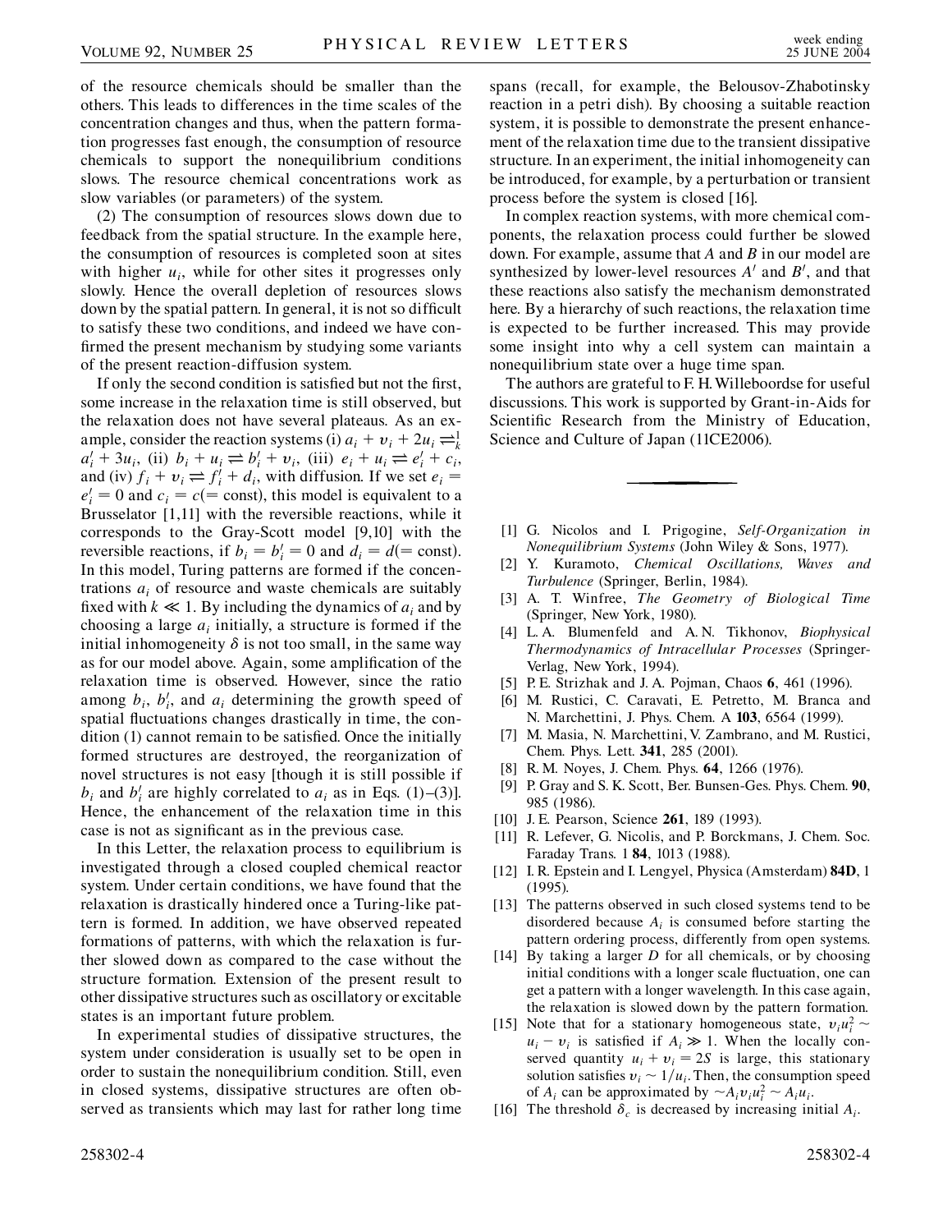of the resource chemicals should be smaller than the others. This leads to differences in the time scales of the concentration changes and thus, when the pattern formation progresses fast enough, the consumption of resource chemicals to support the nonequilibrium conditions slows. The resource chemical concentrations work as slow variables (or parameters) of the system.

(2) The consumption of resources slows down due to feedback from the spatial structure. In the example here, the consumption of resources is completed soon at sites with higher $u_i$, while for other sites it progresses only slowly. Hence the overall depletion of resources slows down by the spatial pattern. In general, it is not so difficult to satisfy these two conditions, and indeed we have confirmed the present mechanism by studying some variants of the present reaction-diffusion system.

If only the second condition is satisfied but not the first, some increase in the relaxation time is still observed, but the relaxation does not have several plateaus. As an example, consider the reaction systems (i) $a_i + v_i + 2u_i \rightleftharpoons_k^1 a_i' + 3u_i$, (ii) $b_i + u_i \rightleftharpoons b_i' + v_i$, (iii) $e_i + u_i \rightleftharpoons e_i' + c_i$, and (iv) $f_i + v_i \rightleftharpoons f_i' + d_i$, with diffusion. If we set $e_i = e_i' = 0$ and $c_i = c(= \text{const})$, this model is equivalent to a Brusselator [1,11] with the reversible reactions, while it corresponds to the Gray-Scott model [9,10] with the reversible reactions, if $b_i = b_i' = 0$ and $d_i = d(= \text{const})$. In this model, Turing patterns are formed if the concentrations $a_i$ of resource and waste chemicals are suitably fixed with $k \ll 1$. By including the dynamics of $a_i$ and by choosing a large $a_i$ initially, a structure is formed if the initial inhomogeneity $\delta$ is not too small, in the same way as for our model above. Again, some amplification of the relaxation time is observed. However, since the ratio among $b_i$, $b_i'$, and $a_i$ determining the growth speed of spatial fluctuations changes drastically in time, the condition (1) cannot remain to be satisfied. Once the initially formed structures are destroyed, the reorganization of novel structures is not easy [though it is still possible if $b_i$ and $b_i'$ are highly correlated to $a_i$ as in Eqs. (1)–(3)]. Hence, the enhancement of the relaxation time in this case is not as significant as in the previous case.

In this Letter, the relaxation process to equilibrium is investigated through a closed coupled chemical reactor system. Under certain conditions, we have found that the relaxation is drastically hindered once a Turing-like pattern is formed. In addition, we have observed repeated formations of patterns, with which the relaxation is further slowed down as compared to the case without the structure formation. Extension of the present result to other dissipative structures such as oscillatory or excitable states is an important future problem.

In experimental studies of dissipative structures, the system under consideration is usually set to be open in order to sustain the nonequilibrium condition. Still, even in closed systems, dissipative structures are often observed as transients which may last for rather long time spans (recall, for example, the Belousov-Zhabotinsky reaction in a petri dish). By choosing a suitable reaction system, it is possible to demonstrate the present enhancement of the relaxation time due to the transient dissipative structure. In an experiment, the initial inhomogeneity can be introduced, for example, by a perturbation or transient process before the system is closed [16].

In complex reaction systems, with more chemical components, the relaxation process could further be slowed down. For example, assume that $A$ and $B$ in our model are synthesized by lower-level resources $A'$ and $B'$, and that these reactions also satisfy the mechanism demonstrated here. By a hierarchy of such reactions, the relaxation time is expected to be further increased. This may provide some insight into why a cell system can maintain a nonequilibrium state over a huge time span.

The authors are grateful to F. H. Willeboordse for useful discussions. This work is supported by Grant-in-Aids for Scientific Research from the Ministry of Education, Science and Culture of Japan (11CE2006).

---

[1] G. Nicolos and I. Prigogine, *Self-Organization in Nonequilibrium Systems* (John Wiley & Sons, 1977).

[2] Y. Kuramoto, *Chemical Oscillations, Waves and Turbulence* (Springer, Berlin, 1984).

[3] A. T. Winfree, *The Geometry of Biological Time* (Springer, New York, 1980).

[4] L. A. Blumenfeld and A. N. Tikhonov, *Biophysical Thermodynamics of Intracellular Processes* (Springer-Verlag, New York, 1994).

[5] P. E. Strizhak and J. A. Pojman, Chaos **6**, 461 (1996).

[6] M. Rustici, C. Caravati, E. Petretto, M. Branca and N. Marchettini, J. Phys. Chem. A **103**, 6564 (1999).

[7] M. Masia, N. Marchettini, V. Zambrano, and M. Rustici, Chem. Phys. Lett. **341**, 285 (2001).

[8] R. M. Noyes, J. Chem. Phys. **64**, 1266 (1976).

[9] P. Gray and S. K. Scott, Ber. Bunsen-Ges. Phys. Chem. **90**, 985 (1986).

[10] J. E. Pearson, Science **261**, 189 (1993).

[11] R. Lefever, G. Nicolis, and P. Borckmans, J. Chem. Soc. Faraday Trans. 1 **84**, 1013 (1988).

[12] I. R. Epstein and I. Lengyel, Physica (Amsterdam) **84D**, 1 (1995).

[13] The patterns observed in such closed systems tend to be disordered because $A_i$ is consumed before starting the pattern ordering process, differently from open systems.

[14] By taking a larger $D$ for all chemicals, or by choosing initial conditions with a longer scale fluctuation, one can get a pattern with a longer wavelength. In this case again, the relaxation is slowed down by the pattern formation.

[15] Note that for a stationary homogeneous state, $v_i u_i^2 \sim u_i - v_i$ is satisfied if $A_i \gg 1$. When the locally conserved quantity $u_i + v_i = 2S$ is large, this stationary solution satisfies $v_i \sim 1/u_i$. Then, the consumption speed of $A_i$ can be approximated by $\sim A_i v_i u_i^2 \sim A_i u_i$.

[16] The threshold $\delta_c$ is decreased by increasing initial $A_i$.